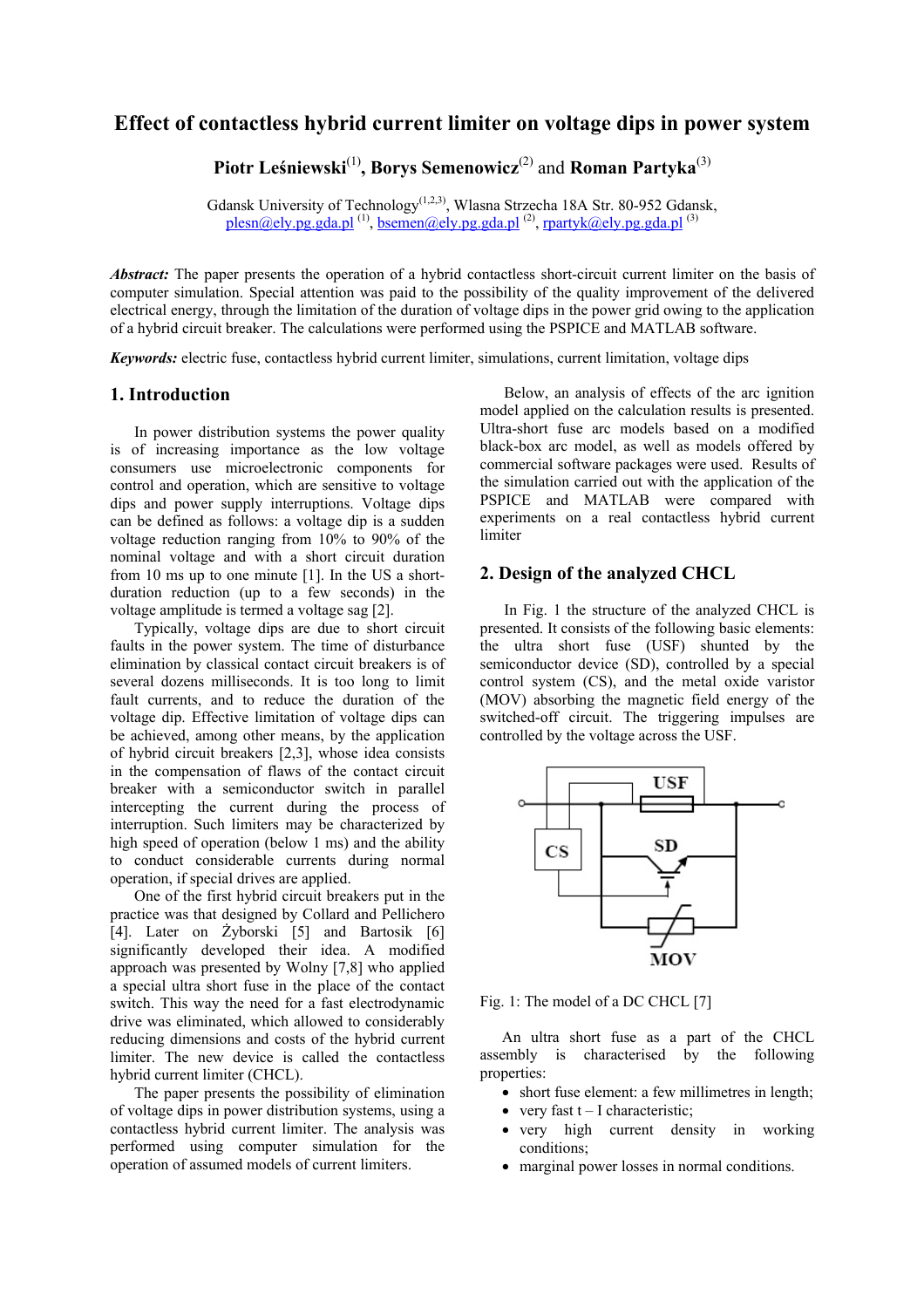# Effect of contactless hybrid current limiter on voltage dips in power system

**Piotr Leśniewski**[(1)], **Borys Semenowicz**[(2)] and **Roman Partyka**[(3)]

Gdansk University of Technology[(1,2,3)], Wlasna Strzecha 18A Str. 80-952 Gdansk,
plesn@ely.pg.gda.pl [(1)], bsemen@ely.pg.gda.pl [(2)], rpartyk@ely.pg.gda.pl [(3)]

***Abstract:*** The paper presents the operation of a hybrid contactless short-circuit current limiter on the basis of computer simulation. Special attention was paid to the possibility of the quality improvement of the delivered electrical energy, through the limitation of the duration of voltage dips in the power grid owing to the application of a hybrid circuit breaker. The calculations were performed using the PSPICE and MATLAB software.

***Keywords:*** electric fuse, contactless hybrid current limiter, simulations, current limitation, voltage dips

## 1. Introduction

In power distribution systems the power quality is of increasing importance as the low voltage consumers use microelectronic components for control and operation, which are sensitive to voltage dips and power supply interruptions. Voltage dips can be defined as follows: a voltage dip is a sudden voltage reduction ranging from 10% to 90% of the nominal voltage and with a short circuit duration from 10 ms up to one minute [1]. In the US a short-duration reduction (up to a few seconds) in the voltage amplitude is termed a voltage sag [2].

Typically, voltage dips are due to short circuit faults in the power system. The time of disturbance elimination by classical contact circuit breakers is of several dozens milliseconds. It is too long to limit fault currents, and to reduce the duration of the voltage dip. Effective limitation of voltage dips can be achieved, among other means, by the application of hybrid circuit breakers [2,3], whose idea consists in the compensation of flaws of the contact circuit breaker with a semiconductor switch in parallel intercepting the current during the process of interruption. Such limiters may be characterized by high speed of operation (below 1 ms) and the ability to conduct considerable currents during normal operation, if special drives are applied.

One of the first hybrid circuit breakers put in the practice was that designed by Collard and Pellichero [4]. Later on Żyborski [5] and Bartosik [6] significantly developed their idea. A modified approach was presented by Wolny [7,8] who applied a special ultra short fuse in the place of the contact switch. This way the need for a fast electrodynamic drive was eliminated, which allowed to considerably reducing dimensions and costs of the hybrid current limiter. The new device is called the contactless hybrid current limiter (CHCL).

The paper presents the possibility of elimination of voltage dips in power distribution systems, using a contactless hybrid current limiter. The analysis was performed using computer simulation for the operation of assumed models of current limiters.

Below, an analysis of effects of the arc ignition model applied on the calculation results is presented. Ultra-short fuse arc models based on a modified black-box arc model, as well as models offered by commercial software packages were used. Results of the simulation carried out with the application of the PSPICE and MATLAB were compared with experiments on a real contactless hybrid current limiter

## 2. Design of the analyzed CHCL

In Fig. 1 the structure of the analyzed CHCL is presented. It consists of the following basic elements: the ultra short fuse (USF) shunted by the semiconductor device (SD), controlled by a special control system (CS), and the metal oxide varistor (MOV) absorbing the magnetic field energy of the switched-off circuit. The triggering impulses are controlled by the voltage across the USF.

Fig. 1: The model of a DC CHCL [7]

An ultra short fuse as a part of the CHCL assembly is characterised by the following properties:

- short fuse element: a few millimetres in length;
- very fast t – I characteristic;
- very high current density in working conditions;
- marginal power losses in normal conditions.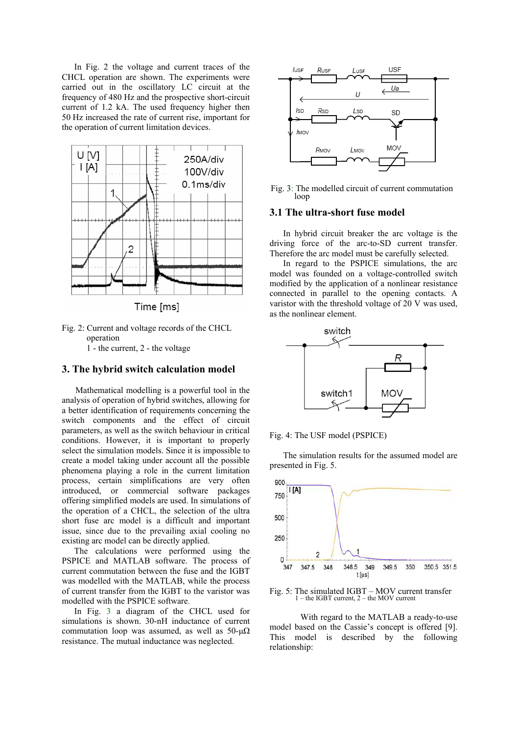In Fig. 2 the voltage and current traces of the CHCL operation are shown. The experiments were carried out in the oscillatory LC circuit at the frequency of 480 Hz and the prospective short-circuit current of 1.2 kA. The used frequency higher then 50 Hz increased the rate of current rise, important for the operation of current limitation devices.

Fig. 2: Current and voltage records of the CHCL operation
1 - the current, 2 - the voltage

## 3. The hybrid switch calculation model

Mathematical modelling is a powerful tool in the analysis of operation of hybrid switches, allowing for a better identification of requirements concerning the switch components and the effect of circuit parameters, as well as the switch behaviour in critical conditions. However, it is important to properly select the simulation models. Since it is impossible to create a model taking under account all the possible phenomena playing a role in the current limitation process, certain simplifications are very often introduced, or commercial software packages offering simplified models are used. In simulations of the operation of a CHCL, the selection of the ultra short fuse arc model is a difficult and important issue, since due to the prevailing axial cooling no existing arc model can be directly applied.

The calculations were performed using the PSPICE and MATLAB software. The process of current commutation between the fuse and the IGBT was modelled with the MATLAB, while the process of current transfer from the IGBT to the varistor was modelled with the PSPICE software.

In Fig. 3 a diagram of the CHCL used for simulations is shown. 30-nH inductance of current commutation loop was assumed, as well as 50-μΩ resistance. The mutual inductance was neglected.

Fig. 3: The modelled circuit of current commutation loop

### 3.1 The ultra-short fuse model

In hybrid circuit breaker the arc voltage is the driving force of the arc-to-SD current transfer. Therefore the arc model must be carefully selected.

In regard to the PSPICE simulations, the arc model was founded on a voltage-controlled switch modified by the application of a nonlinear resistance connected in parallel to the opening contacts. A varistor with the threshold voltage of 20 V was used, as the nonlinear element.

Fig. 4: The USF model (PSPICE)

The simulation results for the assumed model are presented in Fig. 5.

Fig. 5: The simulated IGBT – MOV current transfer
1 – the IGBT current, 2 – the MOV current

With regard to the MATLAB a ready-to-use model based on the Cassie's concept is offered [9]. This model is described by the following relationship: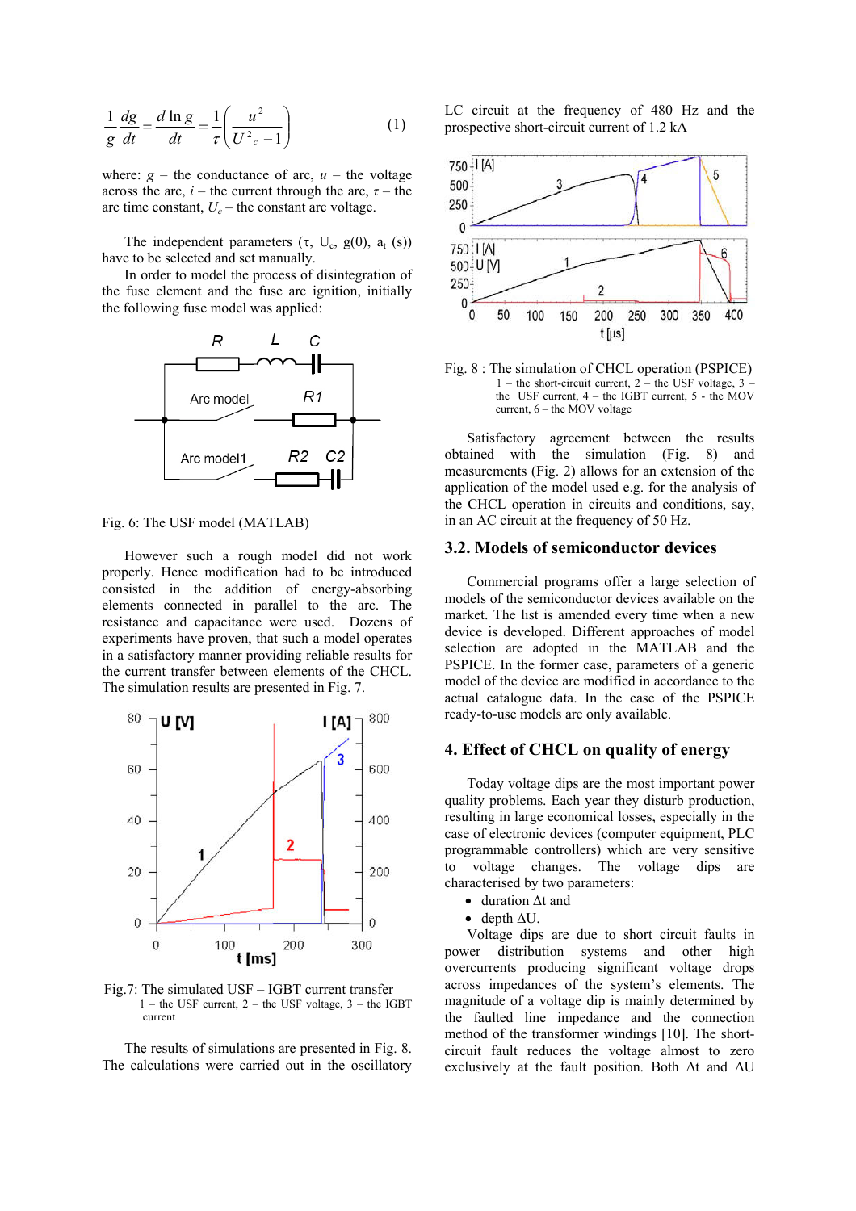$$\frac{1}{g}\frac{dg}{dt} = \frac{d\ln g}{dt} = \frac{1}{\tau}\left(\frac{u^2}{U^2_c} - 1\right) \qquad (1)$$

where: $g$ – the conductance of arc, $u$ – the voltage across the arc, $i$ – the current through the arc, $\tau$ – the arc time constant, $U_c$ – the constant arc voltage.

The independent parameters ($\tau$, $U_c$, $g(0)$, $a_t$ (s)) have to be selected and set manually.

In order to model the process of disintegration of the fuse element and the fuse arc ignition, initially the following fuse model was applied:

Fig. 6: The USF model (MATLAB)

However such a rough model did not work properly. Hence modification had to be introduced consisted in the addition of energy-absorbing elements connected in parallel to the arc. The resistance and capacitance were used. Dozens of experiments have proven, that such a model operates in a satisfactory manner providing reliable results for the current transfer between elements of the CHCL. The simulation results are presented in Fig. 7.

Fig.7: The simulated USF – IGBT current transfer
1 – the USF current, 2 – the USF voltage, 3 – the IGBT current

The results of simulations are presented in Fig. 8. The calculations were carried out in the oscillatory LC circuit at the frequency of 480 Hz and the prospective short-circuit current of 1.2 kA

Fig. 8 : The simulation of CHCL operation (PSPICE)
1 – the short-circuit current, 2 – the USF voltage, 3 – the USF current, 4 – the IGBT current, 5 - the MOV current, 6 – the MOV voltage

Satisfactory agreement between the results obtained with the simulation (Fig. 8) and measurements (Fig. 2) allows for an extension of the application of the model used e.g. for the analysis of the CHCL operation in circuits and conditions, say, in an AC circuit at the frequency of 50 Hz.

## 3.2. Models of semiconductor devices

Commercial programs offer a large selection of models of the semiconductor devices available on the market. The list is amended every time when a new device is developed. Different approaches of model selection are adopted in the MATLAB and the PSPICE. In the former case, parameters of a generic model of the device are modified in accordance to the actual catalogue data. In the case of the PSPICE ready-to-use models are only available.

## 4. Effect of CHCL on quality of energy

Today voltage dips are the most important power quality problems. Each year they disturb production, resulting in large economical losses, especially in the case of electronic devices (computer equipment, PLC programmable controllers) which are very sensitive to voltage changes. The voltage dips are characterised by two parameters:

- duration $\Delta t$ and
- depth $\Delta U$.

Voltage dips are due to short circuit faults in power distribution systems and other high overcurrents producing significant voltage drops across impedances of the system's elements. The magnitude of a voltage dip is mainly determined by the faulted line impedance and the connection method of the transformer windings [10]. The short-circuit fault reduces the voltage almost to zero exclusively at the fault position. Both $\Delta t$ and $\Delta U$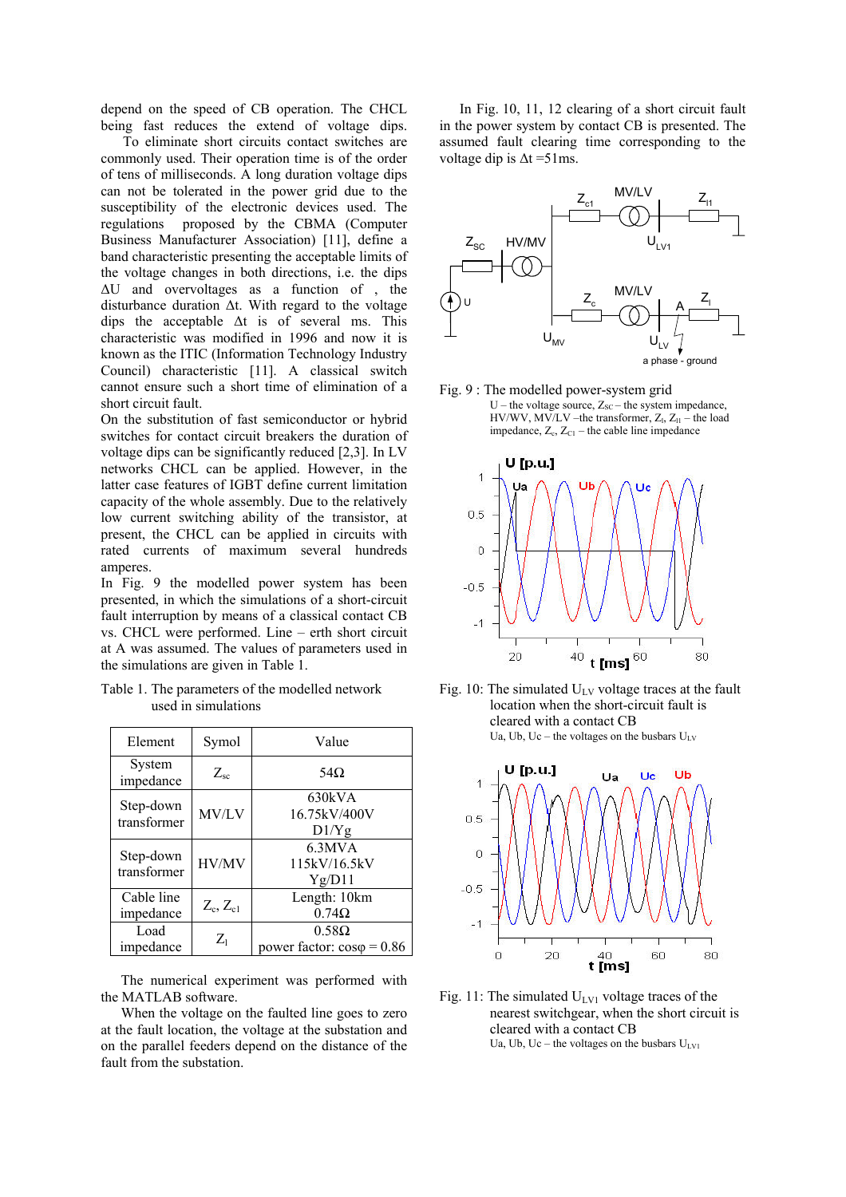depend on the speed of CB operation. The CHCL being fast reduces the extend of voltage dips.

To eliminate short circuits contact switches are commonly used. Their operation time is of the order of tens of milliseconds. A long duration voltage dips can not be tolerated in the power grid due to the susceptibility of the electronic devices used. The regulations proposed by the CBMA (Computer Business Manufacturer Association) [11], define a band characteristic presenting the acceptable limits of the voltage changes in both directions, i.e. the dips $\Delta U$ and overvoltages as a function of , the disturbance duration $\Delta t$. With regard to the voltage dips the acceptable $\Delta t$ is of several ms. This characteristic was modified in 1996 and now it is known as the ITIC (Information Technology Industry Council) characteristic [11]. A classical switch cannot ensure such a short time of elimination of a short circuit fault.

On the substitution of fast semiconductor or hybrid switches for contact circuit breakers the duration of voltage dips can be significantly reduced [2,3]. In LV networks CHCL can be applied. However, in the latter case features of IGBT define current limitation capacity of the whole assembly. Due to the relatively low current switching ability of the transistor, at present, the CHCL can be applied in circuits with rated currents of maximum several hundreds amperes.

In Fig. 9 the modelled power system has been presented, in which the simulations of a short-circuit fault interruption by means of a classical contact CB vs. CHCL were performed. Line – erth short circuit at A was assumed. The values of parameters used in the simulations are given in Table 1.

Table 1. The parameters of the modelled network used in simulations

| Element | Symol | Value |
|---|---|---|
| System impedance | $Z_{sc}$ | 54Ω |
| Step-down transformer | MV/LV | 630kVA 16.75kV/400V D1/Yg |
| Step-down transformer | HV/MV | 6.3MVA 115kV/16.5kV Yg/D11 |
| Cable line impedance | $Z_c$, $Z_{c1}$ | Length: 10km 0.74Ω |
| Load impedance | $Z_l$ | 0.58Ω power factor: cosφ = 0.86 |

The numerical experiment was performed with the MATLAB software.

When the voltage on the faulted line goes to zero at the fault location, the voltage at the substation and on the parallel feeders depend on the distance of the fault from the substation.

In Fig. 10, 11, 12 clearing of a short circuit fault in the power system by contact CB is presented. The assumed fault clearing time corresponding to the voltage dip is $\Delta t$ =51ms.

Fig. 9 : The modelled power-system grid
U – the voltage source, $Z_{SC}$ – the system impedance, HV/WV, MV/LV –the transformer, $Z_l$, $Z_{l1}$ – the load impedance, $Z_c$, $Z_{C1}$ – the cable line impedance

Fig. 10: The simulated $U_{LV}$ voltage traces at the fault location when the short-circuit fault is cleared with a contact CB
Ua, Ub, Uc – the voltages on the busbars $U_{LV}$

Fig. 11: The simulated $U_{LV1}$ voltage traces of the nearest switchgear, when the short circuit is cleared with a contact CB
Ua, Ub, Uc – the voltages on the busbars $U_{LV1}$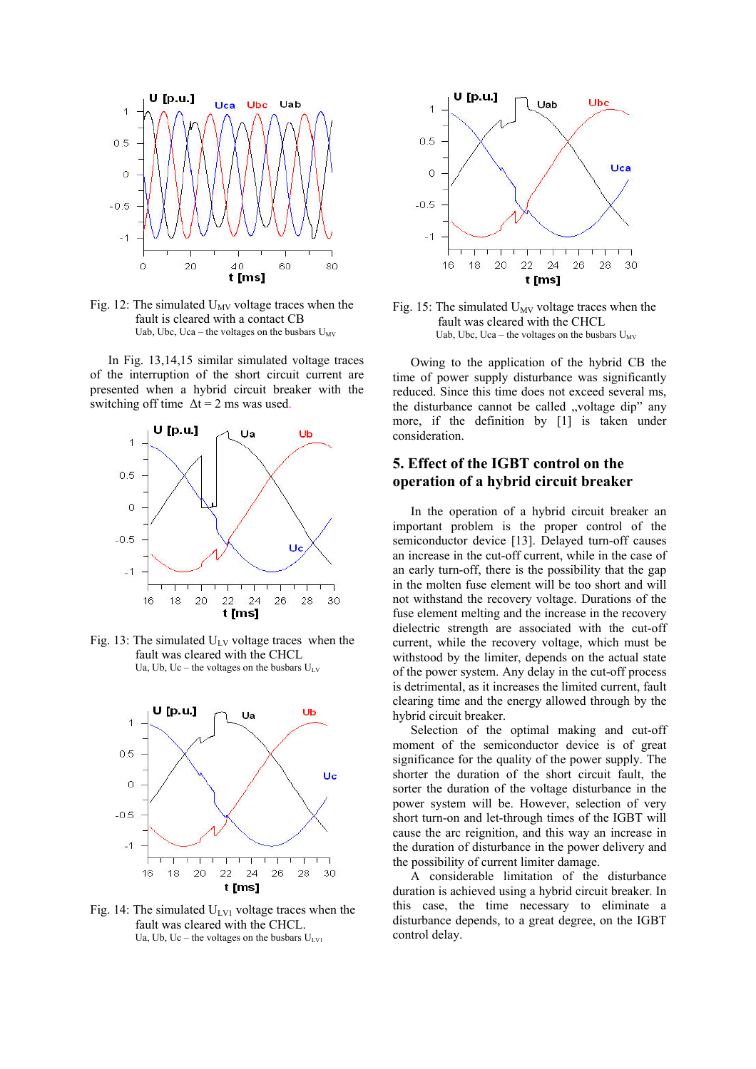Fig. 12: The simulated $U_{MV}$ voltage traces when the fault is cleared with a contact CB
Uab, Ubc, Uca – the voltages on the busbars $U_{MV}$

In Fig. 13,14,15 similar simulated voltage traces of the interruption of the short circuit current are presented when a hybrid circuit breaker with the switching off time $\Delta t = 2$ ms was used.

Fig. 13: The simulated $U_{LV}$ voltage traces when the fault was cleared with the CHCL
Ua, Ub, Uc – the voltages on the busbars $U_{LV}$

Fig. 14: The simulated $U_{LV1}$ voltage traces when the fault was cleared with the CHCL.
Ua, Ub, Uc – the voltages on the busbars $U_{LV1}$

Fig. 15: The simulated $U_{MV}$ voltage traces when the fault was cleared with the CHCL
Uab, Ubc, Uca – the voltages on the busbars $U_{MV}$

Owing to the application of the hybrid CB the time of power supply disturbance was significantly reduced. Since this time does not exceed several ms, the disturbance cannot be called „voltage dip" any more, if the definition by [1] is taken under consideration.

## 5. Effect of the IGBT control on the operation of a hybrid circuit breaker

In the operation of a hybrid circuit breaker an important problem is the proper control of the semiconductor device [13]. Delayed turn-off causes an increase in the cut-off current, while in the case of an early turn-off, there is the possibility that the gap in the molten fuse element will be too short and will not withstand the recovery voltage. Durations of the fuse element melting and the increase in the recovery dielectric strength are associated with the cut-off current, while the recovery voltage, which must be withstood by the limiter, depends on the actual state of the power system. Any delay in the cut-off process is detrimental, as it increases the limited current, fault clearing time and the energy allowed through by the hybrid circuit breaker.

Selection of the optimal making and cut-off moment of the semiconductor device is of great significance for the quality of the power supply. The shorter the duration of the short circuit fault, the sorter the duration of the voltage disturbance in the power system will be. However, selection of very short turn-on and let-through times of the IGBT will cause the arc reignition, and this way an increase in the duration of disturbance in the power delivery and the possibility of current limiter damage.

A considerable limitation of the disturbance duration is achieved using a hybrid circuit breaker. In this case, the time necessary to eliminate a disturbance depends, to a great degree, on the IGBT control delay.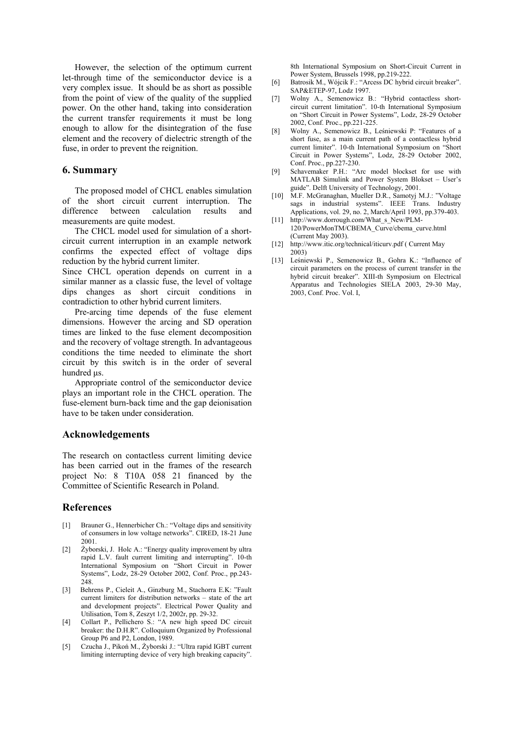However, the selection of the optimum current let-through time of the semiconductor device is a very complex issue. It should be as short as possible from the point of view of the quality of the supplied power. On the other hand, taking into consideration the current transfer requirements it must be long enough to allow for the disintegration of the fuse element and the recovery of dielectric strength of the fuse, in order to prevent the reignition.

## 6. Summary

The proposed model of CHCL enables simulation of the short circuit current interruption. The difference between calculation results and measurements are quite modest.

The CHCL model used for simulation of a short-circuit current interruption in an example network confirms the expected effect of voltage dips reduction by the hybrid current limiter.

Since CHCL operation depends on current in a similar manner as a classic fuse, the level of voltage dips changes as short circuit conditions in contradiction to other hybrid current limiters.

Pre-arcing time depends of the fuse element dimensions. However the arcing and SD operation times are linked to the fuse element decomposition and the recovery of voltage strength. In advantageous conditions the time needed to eliminate the short circuit by this switch is in the order of several hundred μs.

Appropriate control of the semiconductor device plays an important role in the CHCL operation. The fuse-element burn-back time and the gap deionisation have to be taken under consideration.

## Acknowledgements

The research on contactless current limiting device has been carried out in the frames of the research project No: 8 T10A 058 21 financed by the Committee of Scientific Research in Poland.

## References

[1] Brauner G., Hennerbicher Ch.: "Voltage dips and sensitivity of consumers in low voltage networks". CIRED, 18-21 June 2001.

[2] Żyborski, J. Holc A.: "Energy quality improvement by ultra rapid L.V. fault current limiting and interrupting". 10-th International Symposium on "Short Circuit in Power Systems", Lodz, 28-29 October 2002, Conf. Proc., pp.243-248.

[3] Behrens P., Cieleit A., Ginzburg M., Stachorra E.K: "Fault current limiters for distribution networks – state of the art and development projects". Electrical Power Quality and Utilisation, Tom 8, Zeszyt 1/2, 2002r, pp. 29-32.

[4] Collart P., Pellichero S.: "A new high speed DC circuit breaker: the D.H.R". Colloquium Organized by Professional Group P6 and P2, London, 1989.

[5] Czucha J., Pikoń M., Żyborski J.: "Ultra rapid IGBT current limiting interrupting device of very high breaking capacity". 8th International Symposium on Short-Circuit Current in Power System, Brussels 1998, pp.219-222.

[6] Batrosik M., Wójcik F.: "Arcess DC hybrid circuit breaker". SAP&ETEP-97, Lodz 1997.

[7] Wolny A., Semenowicz B.: "Hybrid contactless short-circuit current limitation". 10-th International Symposium on "Short Circuit in Power Systems", Lodz, 28-29 October 2002, Conf. Proc., pp.221-225.

[8] Wolny A., Semenowicz B., Leśniewski P: "Features of a short fuse, as a main current path of a contactless hybrid current limiter". 10-th International Symposium on "Short Circuit in Power Systems", Lodz, 28-29 October 2002, Conf. Proc., pp.227-230.

[9] Schavemaker P.H.: "Arc model blockset for use with MATLAB Simulink and Power System Blokset – User's guide". Delft University of Technology, 2001.

[10] M.F. McGranaghan, Mueller D.R., Samotyj M.J.: "Voltage sags in industrial systems". IEEE Trans. Industry Applications, vol. 29, no. 2, March/April 1993, pp.379-403.

[11] http://www.dorrough.com/What_s_New/PLM-120/PowerMonTM/CBEMA_Curve/cbema_curve.html (Current May 2003).

[12] http://www.itic.org/technical/iticurv.pdf ( Current May 2003)

[13] Leśniewski P., Semenowicz B., Gohra K.: "Influence of circuit parameters on the process of current transfer in the hybrid circuit breaker". XIII-th Symposium on Electrical Apparatus and Technologies SIELA 2003, 29-30 May, 2003, Conf. Proc. Vol. I,